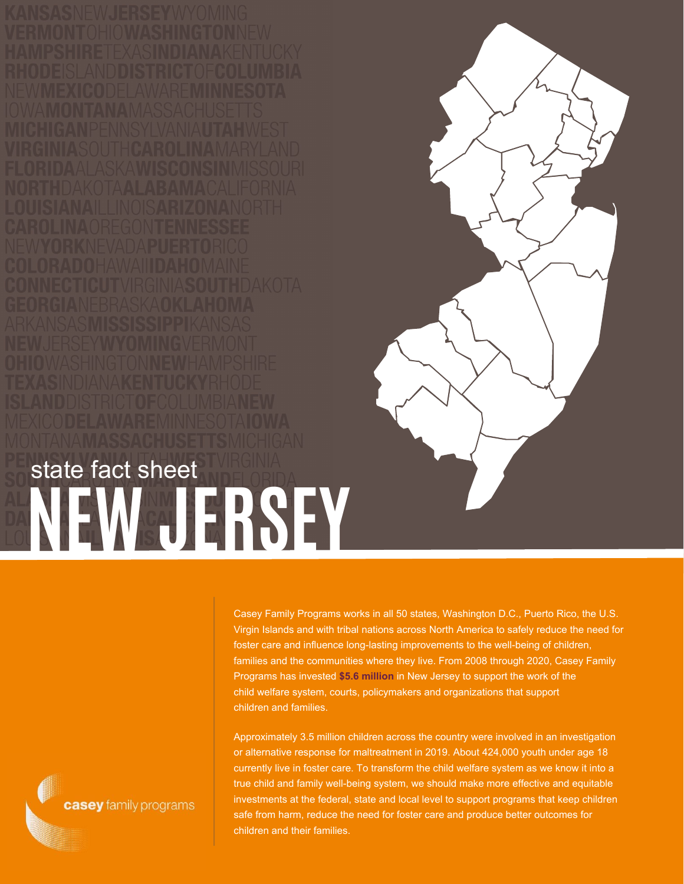state fact sheet

# NEW JERSEY

Casey Family Programs works in all 50 states, Washington D.C., Puerto Rico, the U.S. Virgin Islands and with tribal nations across North America to safely reduce the need for foster care and influence long-lasting improvements to the well-being of children, families and the communities where they live. From 2008 through 2020, Casey Family Programs has invested **$5.6 million** in New Jersey to support the work of the child welfare system, courts, policymakers and organizations that support children and families.

Approximately 3.5 million children across the country were involved in an investigation or alternative response for maltreatment in 2019. About 424,000 youth under age 18 currently live in foster care. To transform the child welfare system as we know it into a true child and family well-being system, we should make more effective and equitable investments at the federal, state and local level to support programs that keep children safe from harm, reduce the need for foster care and produce better outcomes for children and their families.

casey family programs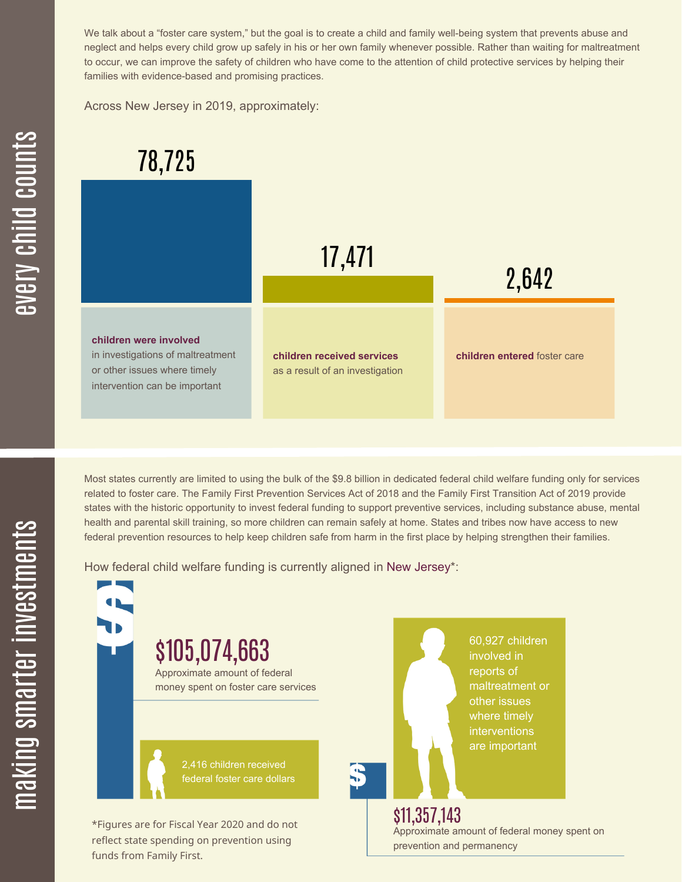## every child counts

We talk about a "foster care system," but the goal is to create a child and family well-being system that prevents abuse and neglect and helps every child grow up safely in his or her own family whenever possible. Rather than waiting for maltreatment to occur, we can improve the safety of children who have come to the attention of child protective services by helping their families with evidence-based and promising practices.

Across New Jersey in 2019, approximately:

**78,725** **children were involved** in investigations of maltreatment or other issues where timely intervention can be important

**17,471** **children received services** as a result of an investigation

**2,642** **children entered** foster care

## making smarter investments

Most states currently are limited to using the bulk of the $9.8 billion in dedicated federal child welfare funding only for services related to foster care. The Family First Prevention Services Act of 2018 and the Family First Transition Act of 2019 provide states with the historic opportunity to invest federal funding to support preventive services, including substance abuse, mental health and parental skill training, so more children can remain safely at home. States and tribes now have access to new federal prevention resources to help keep children safe from harm in the first place by helping strengthen their families.

How federal child welfare funding is currently aligned in New Jersey*:

**$105,074,663**
Approximate amount of federal money spent on foster care services

2,416 children received federal foster care dollars

60,927 children involved in reports of maltreatment or other issues where timely interventions are important

**$11,357,143**
Approximate amount of federal money spent on prevention and permanency

*Figures are for Fiscal Year 2020 and do not reflect state spending on prevention using funds from Family First.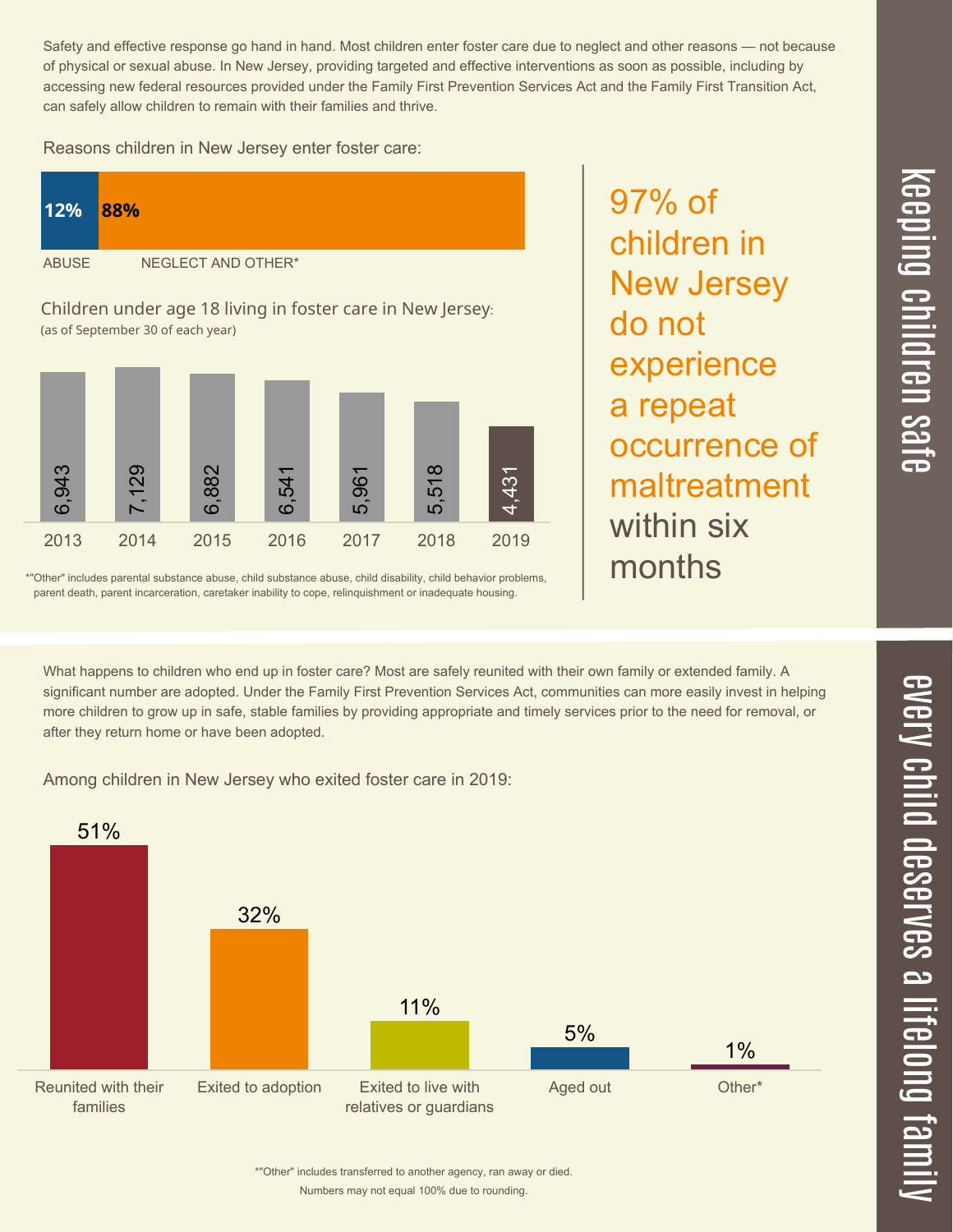# keeping children safe

Safety and effective response go hand in hand. Most children enter foster care due to neglect and other reasons — not because of physical or sexual abuse. In New Jersey, providing targeted and effective interventions as soon as possible, including by accessing new federal resources provided under the Family First Prevention Services Act and the Family First Transition Act, can safely allow children to remain with their families and thrive.

Reasons children in New Jersey enter foster care:

| ABUSE | NEGLECT AND OTHER* |
| --- | --- |
| 12% | 88% |

Children under age 18 living in foster care in New Jersey:
(as of September 30 of each year)

| 2013 | 2014 | 2015 | 2016 | 2017 | 2018 | 2019 |
| --- | --- | --- | --- | --- | --- | --- |
| 6,943 | 7,129 | 6,882 | 6,541 | 5,961 | 5,518 | 4,431 |

*"Other" includes parental substance abuse, child substance abuse, child disability, child behavior problems, parent death, parent incarceration, caretaker inability to cope, relinquishment or inadequate housing.

97% of children in New Jersey do not experience a repeat occurrence of maltreatment within six months

# every child deserves a lifelong family

What happens to children who end up in foster care? Most are safely reunited with their own family or extended family. A significant number are adopted. Under the Family First Prevention Services Act, communities can more easily invest in helping more children to grow up in safe, stable families by providing appropriate and timely services prior to the need for removal, or after they return home or have been adopted.

Among children in New Jersey who exited foster care in 2019:

| Reunited with their families | Exited to adoption | Exited to live with relatives or guardians | Aged out | Other* |
| --- | --- | --- | --- | --- |
| 51% | 32% | 11% | 5% | 1% |

*"Other" includes transferred to another agency, ran away or died.
Numbers may not equal 100% due to rounding.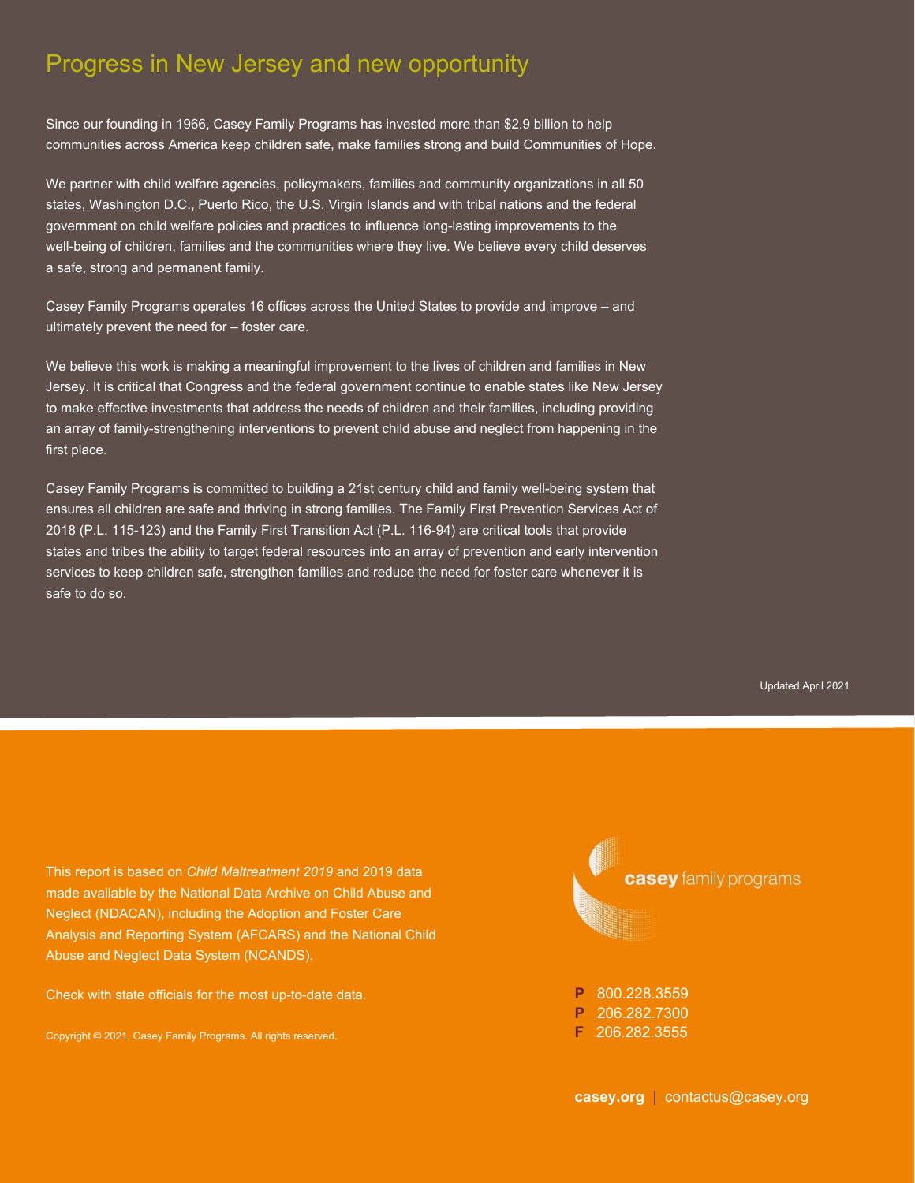## Progress in New Jersey and new opportunity

Since our founding in 1966, Casey Family Programs has invested more than $2.9 billion to help communities across America keep children safe, make families strong and build Communities of Hope.

We partner with child welfare agencies, policymakers, families and community organizations in all 50 states, Washington D.C., Puerto Rico, the U.S. Virgin Islands and with tribal nations and the federal government on child welfare policies and practices to influence long-lasting improvements to the well-being of children, families and the communities where they live. We believe every child deserves a safe, strong and permanent family.

Casey Family Programs operates 16 offices across the United States to provide and improve – and ultimately prevent the need for – foster care.

We believe this work is making a meaningful improvement to the lives of children and families in New Jersey. It is critical that Congress and the federal government continue to enable states like New Jersey to make effective investments that address the needs of children and their families, including providing an array of family-strengthening interventions to prevent child abuse and neglect from happening in the first place.

Casey Family Programs is committed to building a 21st century child and family well-being system that ensures all children are safe and thriving in strong families. The Family First Prevention Services Act of 2018 (P.L. 115-123) and the Family First Transition Act (P.L. 116-94) are critical tools that provide states and tribes the ability to target federal resources into an array of prevention and early intervention services to keep children safe, strengthen families and reduce the need for foster care whenever it is safe to do so.

Updated April 2021

This report is based on *Child Maltreatment 2019* and 2019 data made available by the National Data Archive on Child Abuse and Neglect (NDACAN), including the Adoption and Foster Care Analysis and Reporting System (AFCARS) and the National Child Abuse and Neglect Data System (NCANDS).

Check with state officials for the most up-to-date data.

Copyright © 2021, Casey Family Programs. All rights reserved.

**casey** family programs

**P** 800.228.3559
**P** 206.282.7300
**F** 206.282.3555

**casey.org** | contactus@casey.org